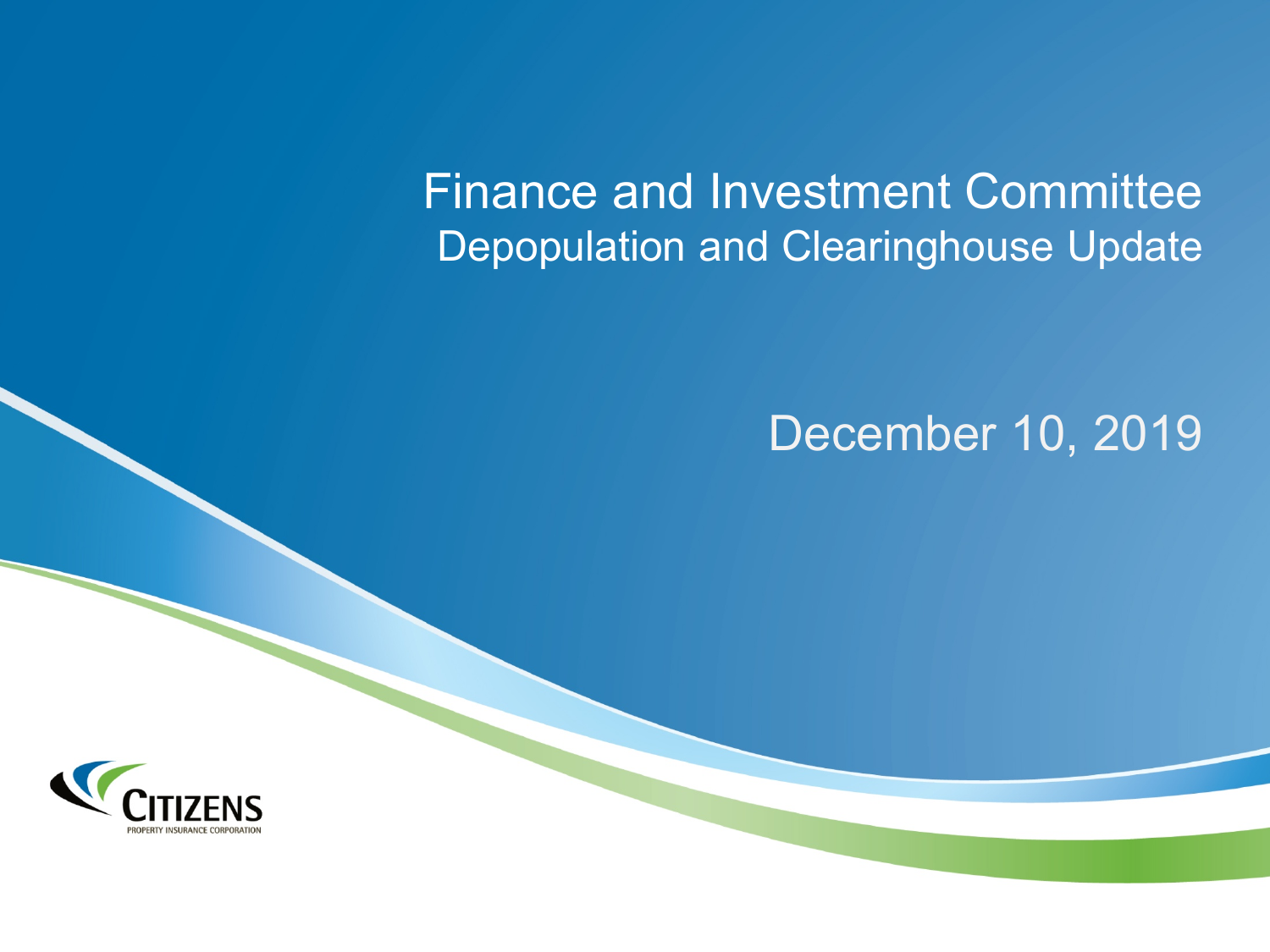# Finance and Investment Committee

## Depopulation and Clearinghouse Update

December 10, 2019

CITIZENS
PROPERTY INSURANCE CORPORATION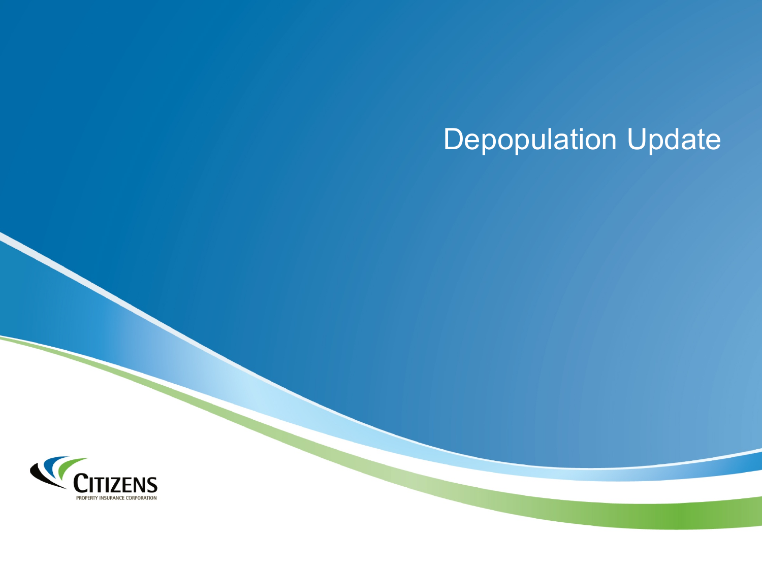# Depopulation Update

CITIZENS

PROPERTY INSURANCE CORPORATION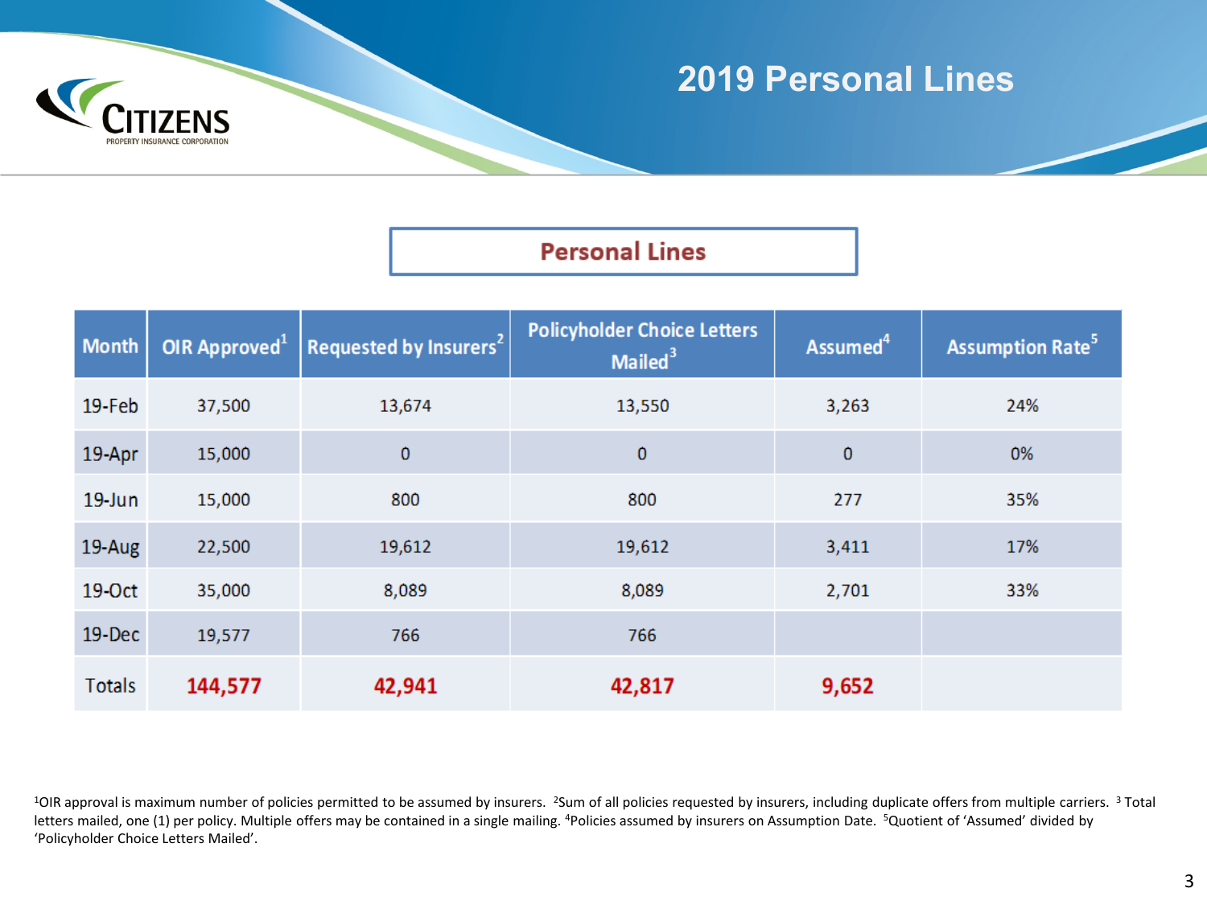# 2019 Personal Lines

## Personal Lines

| Month | OIR Approved[1] | Requested by Insurers[2] | Policyholder Choice Letters Mailed[3] | Assumed[4] | Assumption Rate[5] |
|---|---|---|---|---|---|
| 19-Feb | 37,500 | 13,674 | 13,550 | 3,263 | 24% |
| 19-Apr | 15,000 | 0 | 0 | 0 | 0% |
| 19-Jun | 15,000 | 800 | 800 | 277 | 35% |
| 19-Aug | 22,500 | 19,612 | 19,612 | 3,411 | 17% |
| 19-Oct | 35,000 | 8,089 | 8,089 | 2,701 | 33% |
| 19-Dec | 19,577 | 766 | 766 | | |
| Totals | **144,577** | **42,941** | **42,817** | **9,652** | |

[1]OIR approval is maximum number of policies permitted to be assumed by insurers. [2]Sum of all policies requested by insurers, including duplicate offers from multiple carriers. [3] Total letters mailed, one (1) per policy. Multiple offers may be contained in a single mailing. [4]Policies assumed by insurers on Assumption Date. [5]Quotient of 'Assumed' divided by 'Policyholder Choice Letters Mailed'.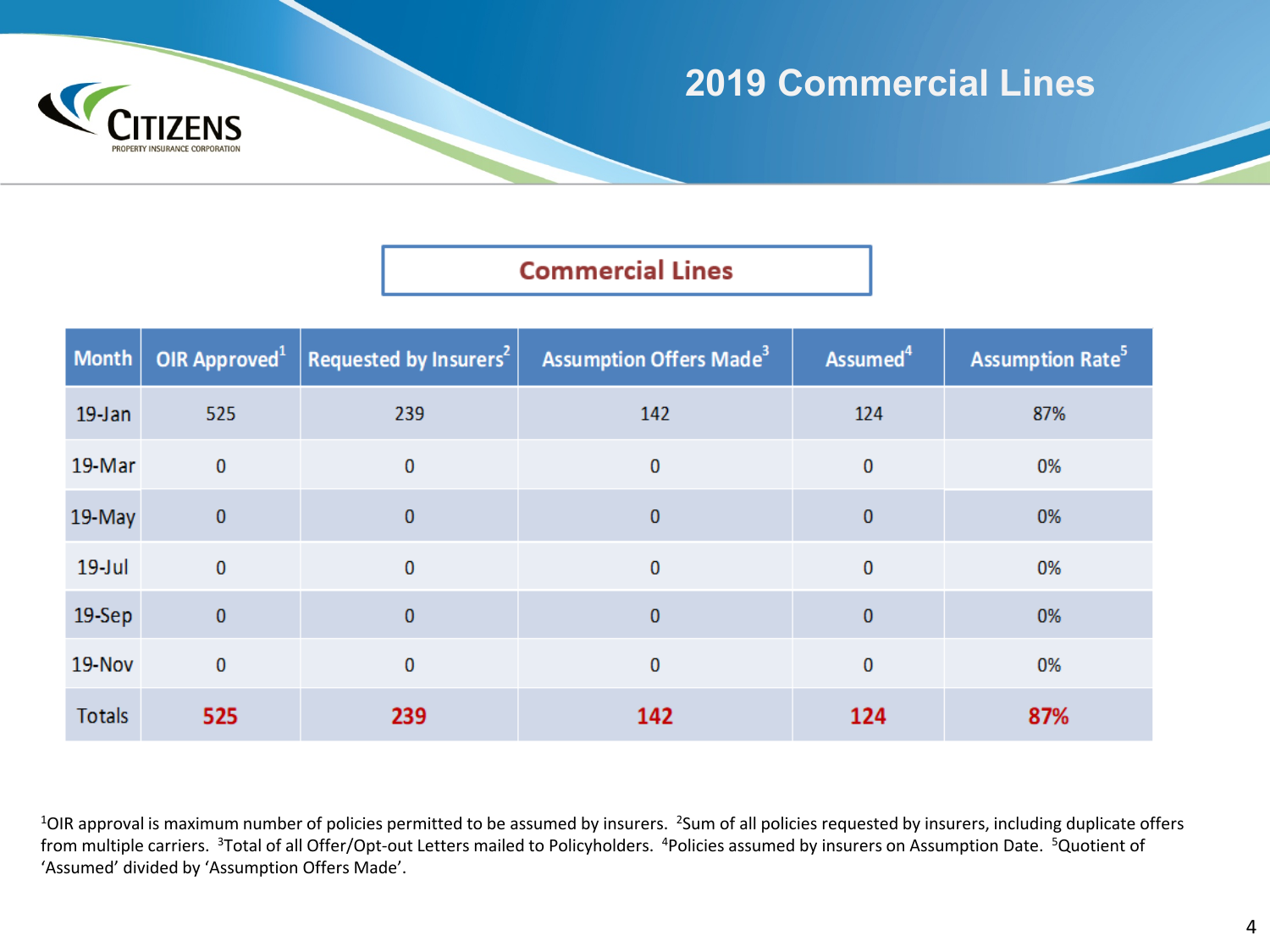# 2019 Commercial Lines

## Commercial Lines

| Month | OIR Approved[1] | Requested by Insurers[2] | Assumption Offers Made[3] | Assumed[4] | Assumption Rate[5] |
|---|---|---|---|---|---|
| 19-Jan | 525 | 239 | 142 | 124 | 87% |
| 19-Mar | 0 | 0 | 0 | 0 | 0% |
| 19-May | 0 | 0 | 0 | 0 | 0% |
| 19-Jul | 0 | 0 | 0 | 0 | 0% |
| 19-Sep | 0 | 0 | 0 | 0 | 0% |
| 19-Nov | 0 | 0 | 0 | 0 | 0% |
| Totals | **525** | **239** | **142** | **124** | **87%** |

[1]OIR approval is maximum number of policies permitted to be assumed by insurers. [2]Sum of all policies requested by insurers, including duplicate offers from multiple carriers. [3]Total of all Offer/Opt-out Letters mailed to Policyholders. [4]Policies assumed by insurers on Assumption Date. [5]Quotient of 'Assumed' divided by 'Assumption Offers Made'.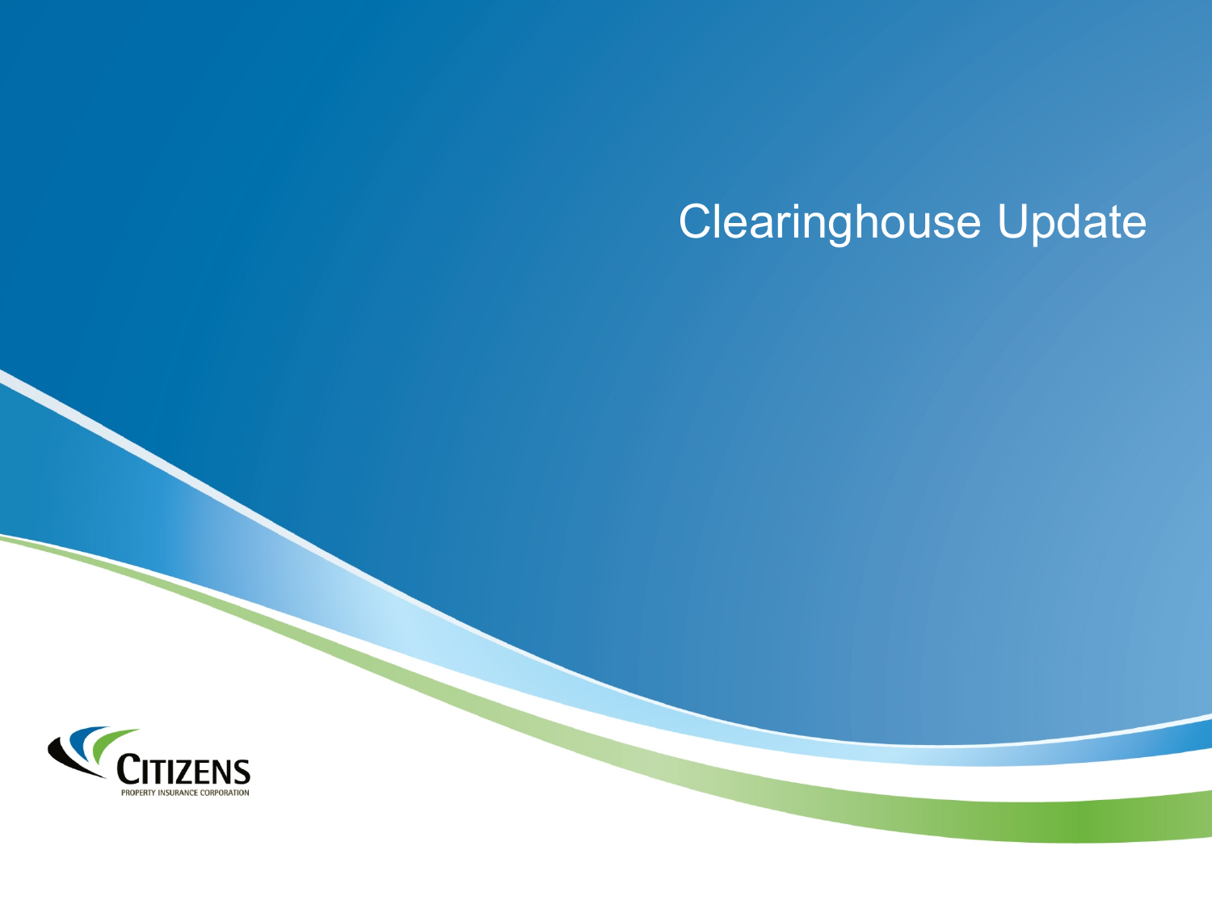# Clearinghouse Update

CITIZENS

PROPERTY INSURANCE CORPORATION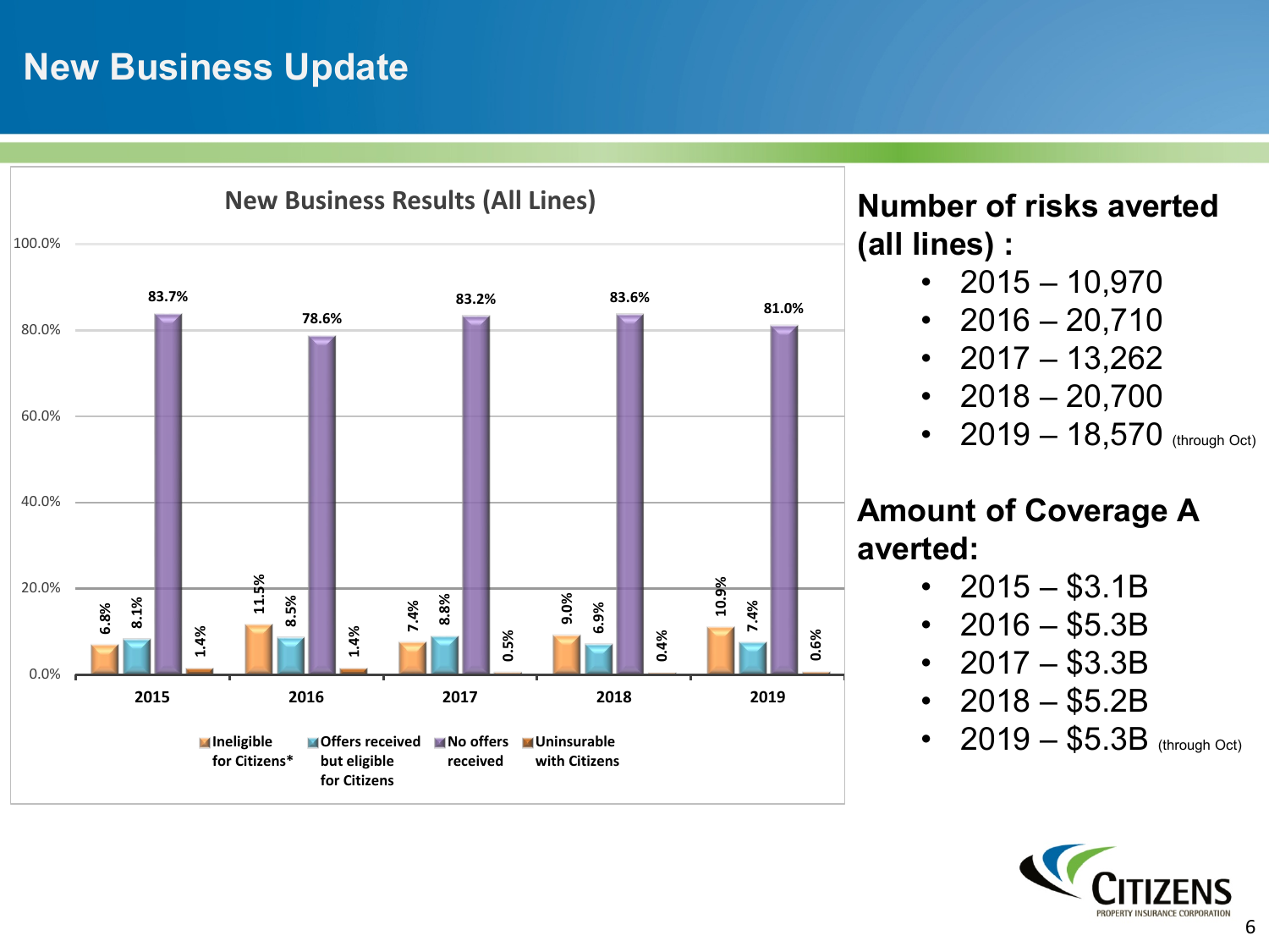# New Business Update

## New Business Results (All Lines)

| Year | Ineligible for Citizens* | Offers received but eligible for Citizens | No offers received | Uninsurable with Citizens |
|---|---|---|---|---|
| 2015 | 6.8% | 8.1% | 83.7% | 1.4% |
| 2016 | 11.5% | 8.5% | 78.6% | 1.4% |
| 2017 | 7.4% | 8.8% | 83.2% | 0.5% |
| 2018 | 9.0% | 6.9% | 83.6% | 0.4% |
| 2019 | 10.9% | 7.4% | 81.0% | 0.6% |

**Number of risks averted (all lines) :**

- 2015 – 10,970
- 2016 – 20,710
- 2017 – 13,262
- 2018 – 20,700
- 2019 – 18,570 (through Oct)

**Amount of Coverage A averted:**

- 2015 – $3.1B
- 2016 – $5.3B
- 2017 – $3.3B
- 2018 – $5.2B
- 2019 – $5.3B (through Oct)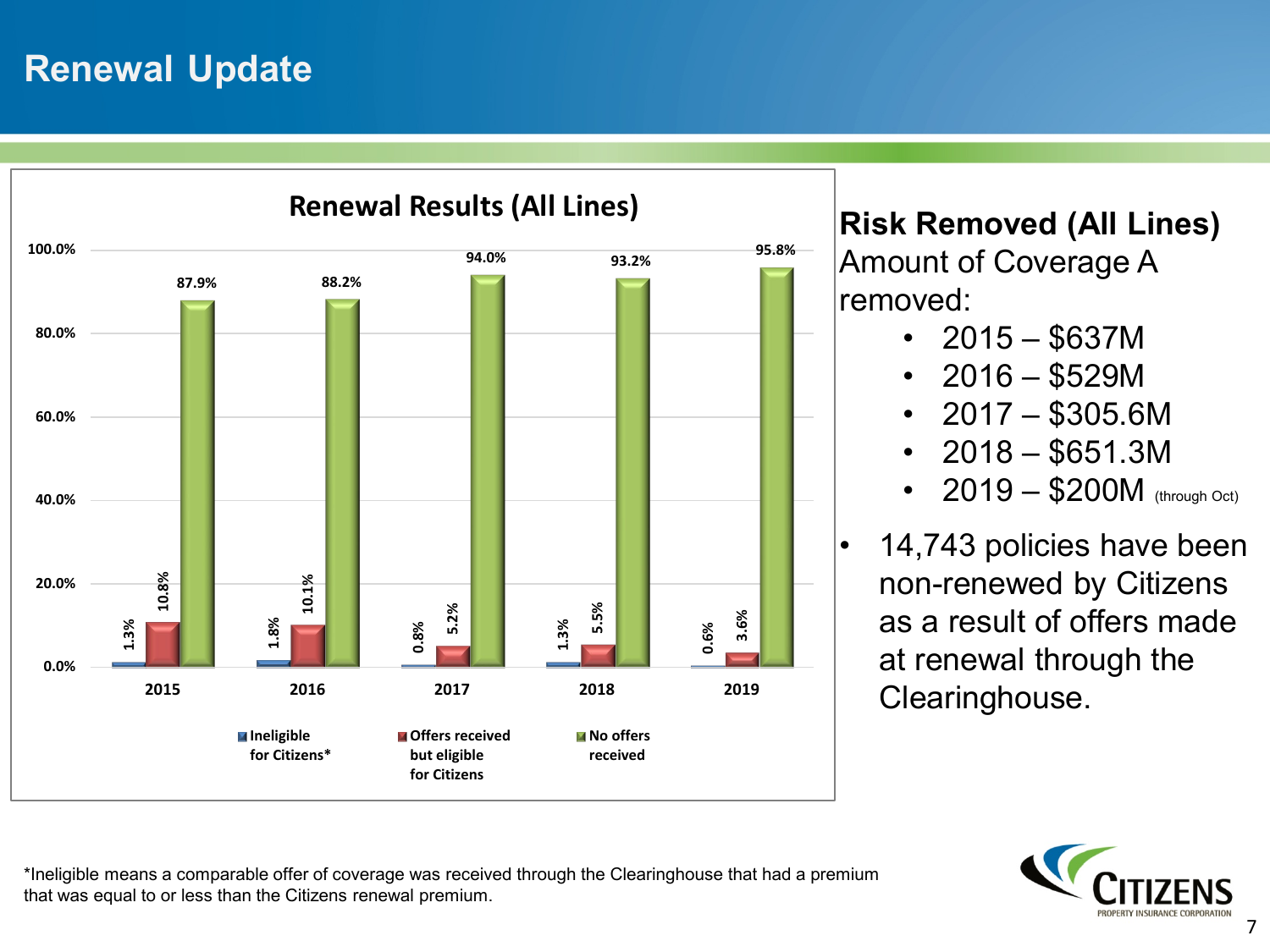# Renewal Update

## Renewal Results (All Lines)

| Year | Ineligible for Citizens* | Offers received but eligible for Citizens | No offers received |
|---|---|---|---|
| 2015 | 1.3% | 10.8% | 87.9% |
| 2016 | 1.8% | 10.1% | 88.2% |
| 2017 | 0.8% | 5.2% | 94.0% |
| 2018 | 1.3% | 5.5% | 93.2% |
| 2019 | 0.6% | 3.6% | 95.8% |

**Risk Removed (All Lines)**

Amount of Coverage A removed:

- 2015 – $637M
- 2016 – $529M
- 2017 – $305.6M
- 2018 – $651.3M
- 2019 – $200M (through Oct)

- 14,743 policies have been non-renewed by Citizens as a result of offers made at renewal through the Clearinghouse.

*Ineligible means a comparable offer of coverage was received through the Clearinghouse that had a premium that was equal to or less than the Citizens renewal premium.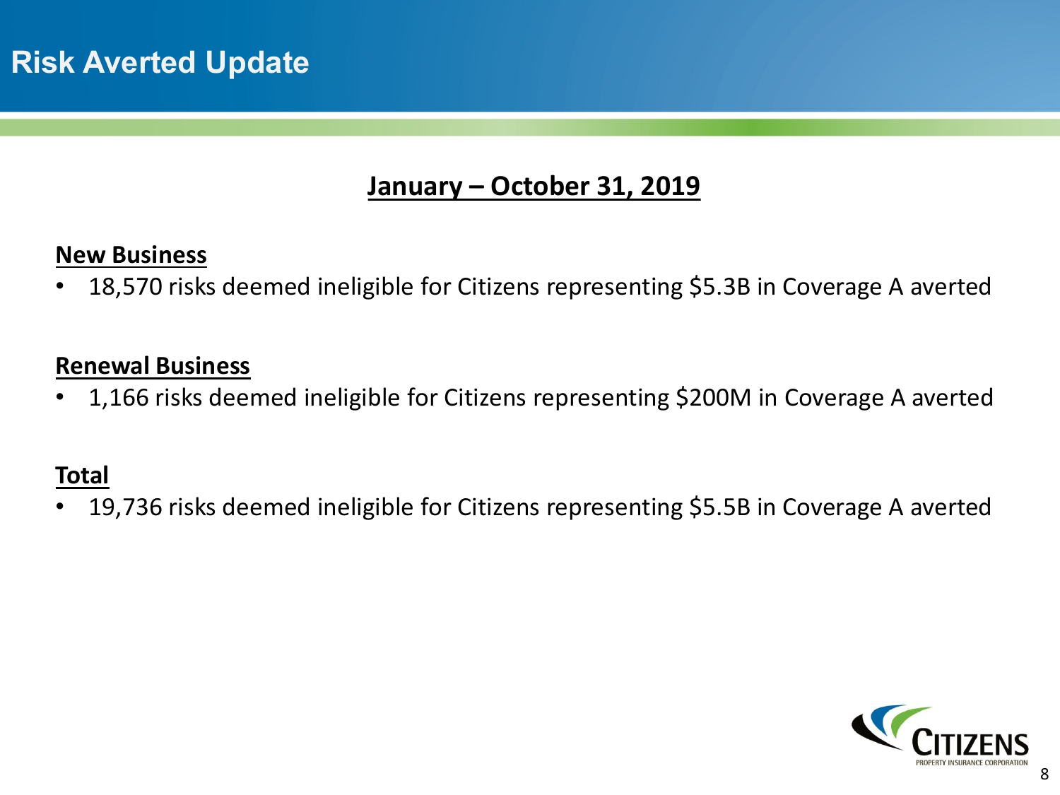# Risk Averted Update

## January – October 31, 2019

**New Business**

- 18,570 risks deemed ineligible for Citizens representing $5.3B in Coverage A averted

**Renewal Business**

- 1,166 risks deemed ineligible for Citizens representing $200M in Coverage A averted

**Total**

- 19,736 risks deemed ineligible for Citizens representing $5.5B in Coverage A averted